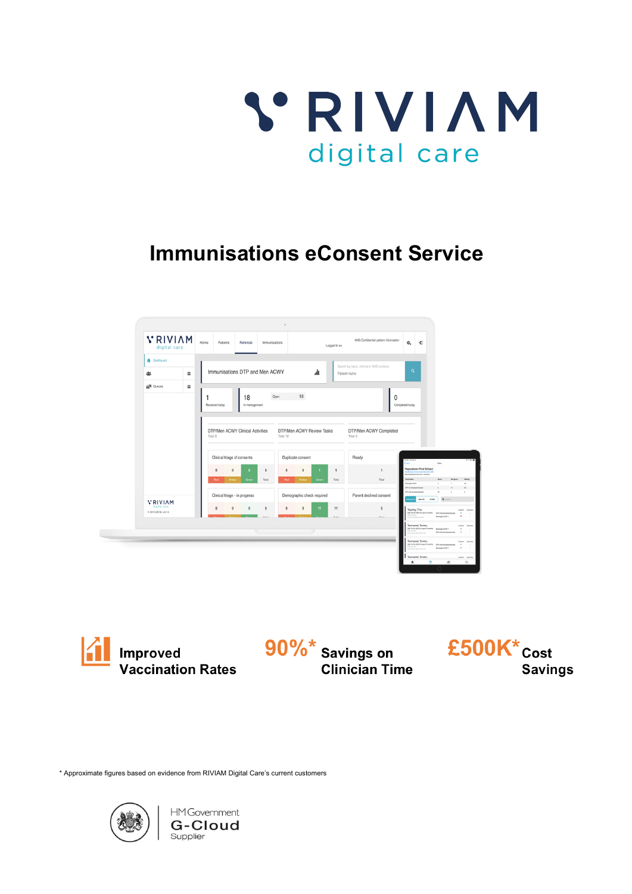# RIVIAM

digital care

# Immunisations eConsent Service

**Improved Vaccination Rates**

**90%* Savings on Clinician Time**

**£500K* Cost Savings**

* Approximate figures based on evidence from RIVIAM Digital Care's current customers

HM Government
G-Cloud
Supplier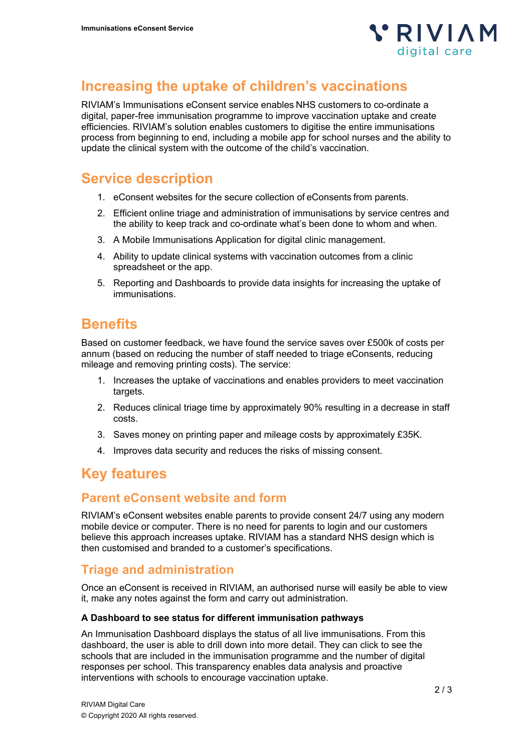# Increasing the uptake of children's vaccinations

RIVIAM's Immunisations eConsent service enables NHS customers to co-ordinate a digital, paper-free immunisation programme to improve vaccination uptake and create efficiencies. RIVIAM's solution enables customers to digitise the entire immunisations process from beginning to end, including a mobile app for school nurses and the ability to update the clinical system with the outcome of the child's vaccination.

# Service description

1. eConsent websites for the secure collection of eConsents from parents.
2. Efficient online triage and administration of immunisations by service centres and the ability to keep track and co-ordinate what's been done to whom and when.
3. A Mobile Immunisations Application for digital clinic management.
4. Ability to update clinical systems with vaccination outcomes from a clinic spreadsheet or the app.
5. Reporting and Dashboards to provide data insights for increasing the uptake of immunisations.

# Benefits

Based on customer feedback, we have found the service saves over £500k of costs per annum (based on reducing the number of staff needed to triage eConsents, reducing mileage and removing printing costs). The service:

1. Increases the uptake of vaccinations and enables providers to meet vaccination targets.
2. Reduces clinical triage time by approximately 90% resulting in a decrease in staff costs.
3. Saves money on printing paper and mileage costs by approximately £35K.
4. Improves data security and reduces the risks of missing consent.

# Key features

## Parent eConsent website and form

RIVIAM's eConsent websites enable parents to provide consent 24/7 using any modern mobile device or computer. There is no need for parents to login and our customers believe this approach increases uptake. RIVIAM has a standard NHS design which is then customised and branded to a customer's specifications.

## Triage and administration

Once an eConsent is received in RIVIAM, an authorised nurse will easily be able to view it, make any notes against the form and carry out administration.

**A Dashboard to see status for different immunisation pathways**

An Immunisation Dashboard displays the status of all live immunisations. From this dashboard, the user is able to drill down into more detail. They can click to see the schools that are included in the immunisation programme and the number of digital responses per school. This transparency enables data analysis and proactive interventions with schools to encourage vaccination uptake.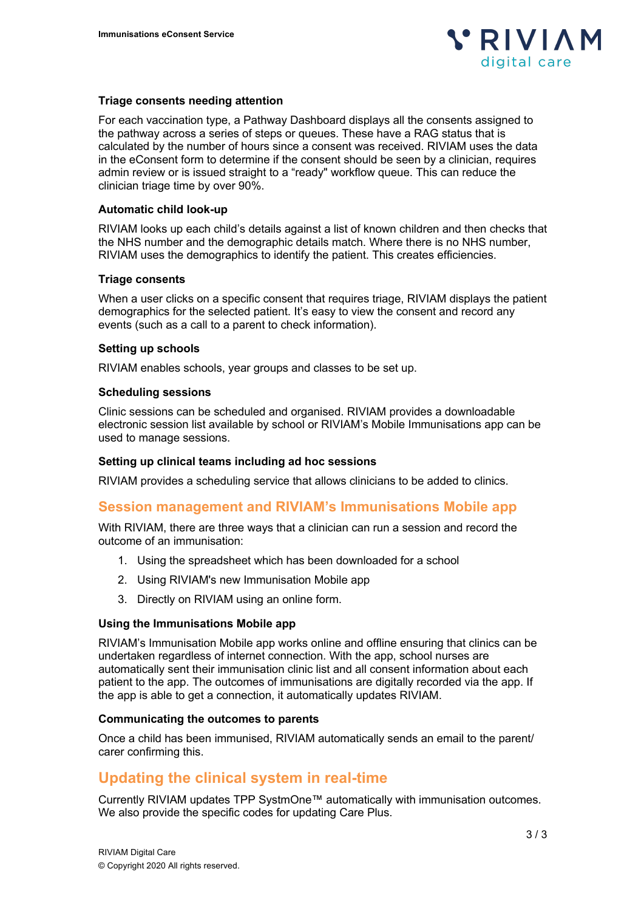#### Triage consents needing attention

For each vaccination type, a Pathway Dashboard displays all the consents assigned to the pathway across a series of steps or queues. These have a RAG status that is calculated by the number of hours since a consent was received. RIVIAM uses the data in the eConsent form to determine if the consent should be seen by a clinician, requires admin review or is issued straight to a "ready" workflow queue. This can reduce the clinician triage time by over 90%.

#### Automatic child look-up

RIVIAM looks up each child's details against a list of known children and then checks that the NHS number and the demographic details match. Where there is no NHS number, RIVIAM uses the demographics to identify the patient. This creates efficiencies.

#### Triage consents

When a user clicks on a specific consent that requires triage, RIVIAM displays the patient demographics for the selected patient. It's easy to view the consent and record any events (such as a call to a parent to check information).

#### Setting up schools

RIVIAM enables schools, year groups and classes to be set up.

#### Scheduling sessions

Clinic sessions can be scheduled and organised. RIVIAM provides a downloadable electronic session list available by school or RIVIAM's Mobile Immunisations app can be used to manage sessions.

#### Setting up clinical teams including ad hoc sessions

RIVIAM provides a scheduling service that allows clinicians to be added to clinics.

## Session management and RIVIAM's Immunisations Mobile app

With RIVIAM, there are three ways that a clinician can run a session and record the outcome of an immunisation:

1. Using the spreadsheet which has been downloaded for a school
2. Using RIVIAM's new Immunisation Mobile app
3. Directly on RIVIAM using an online form.

#### Using the Immunisations Mobile app

RIVIAM's Immunisation Mobile app works online and offline ensuring that clinics can be undertaken regardless of internet connection. With the app, school nurses are automatically sent their immunisation clinic list and all consent information about each patient to the app. The outcomes of immunisations are digitally recorded via the app. If the app is able to get a connection, it automatically updates RIVIAM.

#### Communicating the outcomes to parents

Once a child has been immunised, RIVIAM automatically sends an email to the parent/carer confirming this.

## Updating the clinical system in real-time

Currently RIVIAM updates TPP SystmOne™ automatically with immunisation outcomes. We also provide the specific codes for updating Care Plus.

RIVIAM Digital Care
© Copyright 2020 All rights reserved.